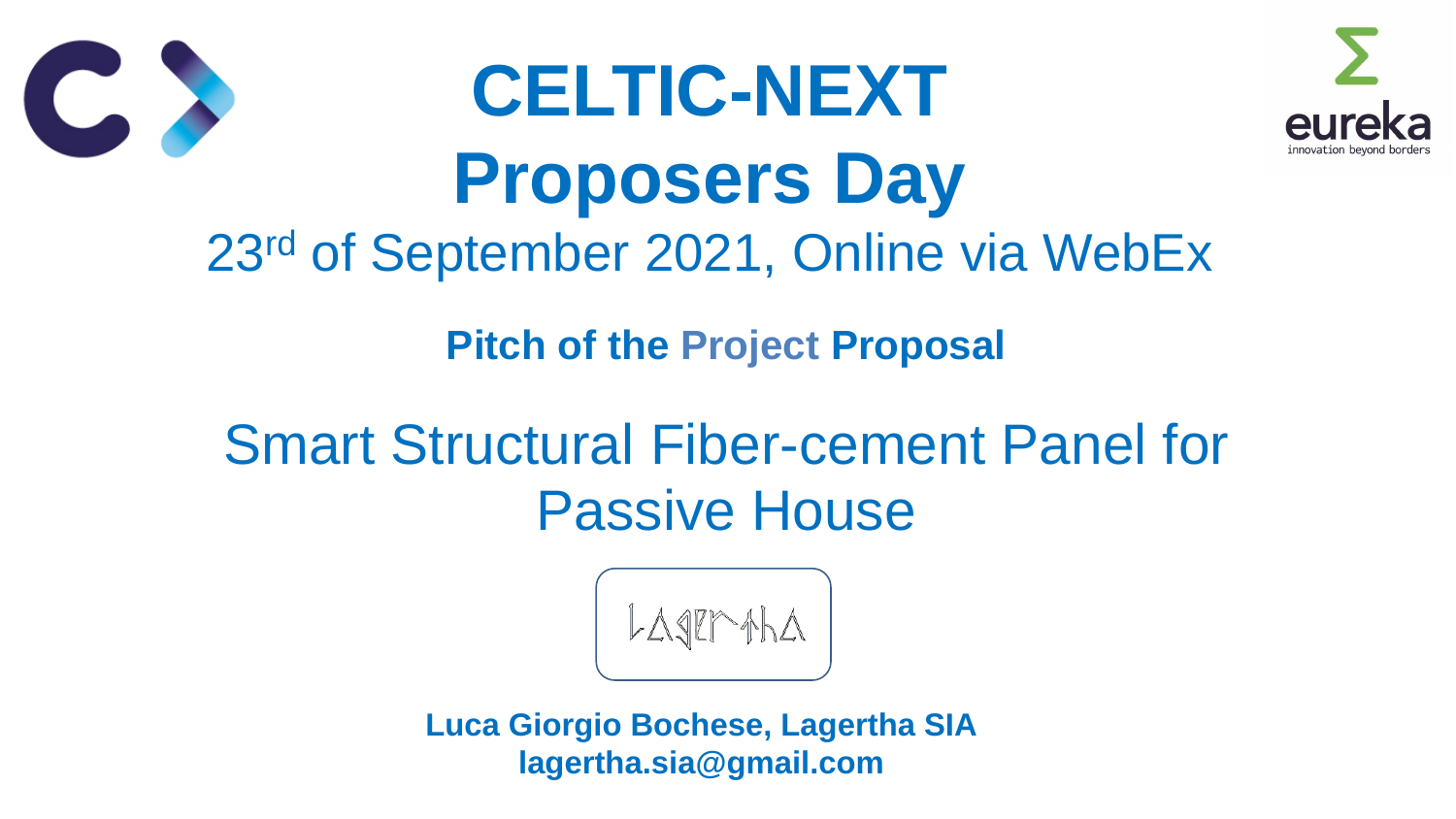# CELTIC-NEXT Proposers Day

23rd of September 2021, Online via WebEx

**Pitch of the Project Proposal**

## Smart Structural Fiber-cement Panel for Passive House

Lagertha

**Luca Giorgio Bochese, Lagertha SIA**
**lagertha.sia@gmail.com**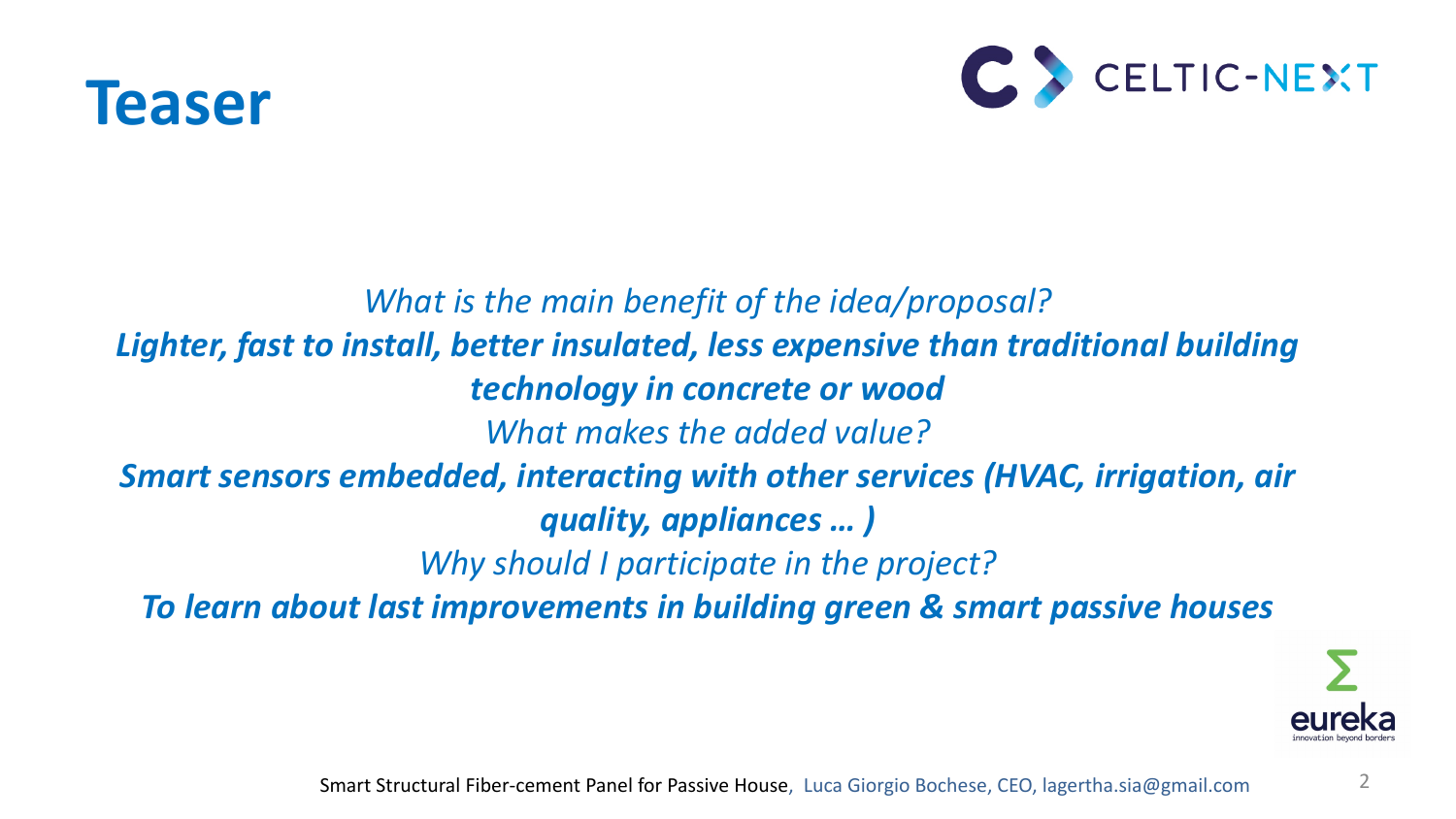# Teaser

*What is the main benefit of the idea/proposal?*

***Lighter, fast to install, better insulated, less expensive than traditional building technology in concrete or wood***

*What makes the added value?*

***Smart sensors embedded, interacting with other services (HVAC, irrigation, air quality, appliances … )***

*Why should I participate in the project?*

***To learn about last improvements in building green & smart passive houses***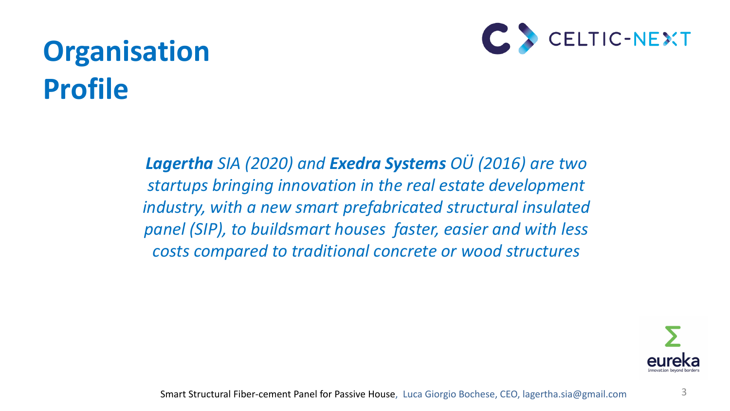# Organisation Profile

***Lagertha** SIA (2020) and **Exedra Systems** OÜ (2016) are two startups bringing innovation in the real estate development industry, with a new smart prefabricated structural insulated panel (SIP), to buildsmart houses faster, easier and with less costs compared to traditional concrete or wood structures*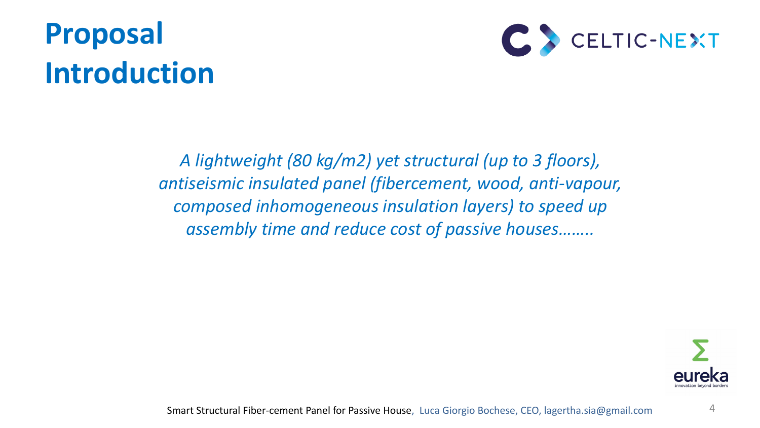# Proposal Introduction

*A lightweight (80 kg/m2) yet structural (up to 3 floors), antiseismic insulated panel (fibercement, wood, anti-vapour, composed inhomogeneous insulation layers) to speed up assembly time and reduce cost of passive houses……..*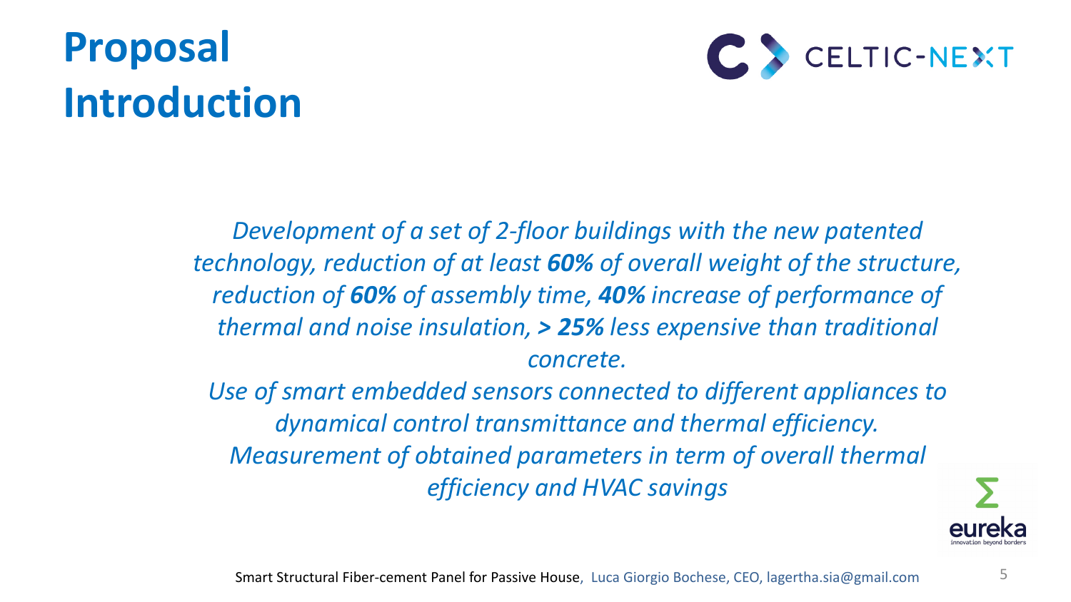# Proposal Introduction

*Development of a set of 2-floor buildings with the new patented technology, reduction of at least **60%** of overall weight of the structure, reduction of **60%** of assembly time, **40%** increase of performance of thermal and noise insulation, **> 25%** less expensive than traditional concrete.*

*Use of smart embedded sensors connected to different appliances to dynamical control transmittance and thermal efficiency.*

*Measurement of obtained parameters in term of overall thermal efficiency and HVAC savings*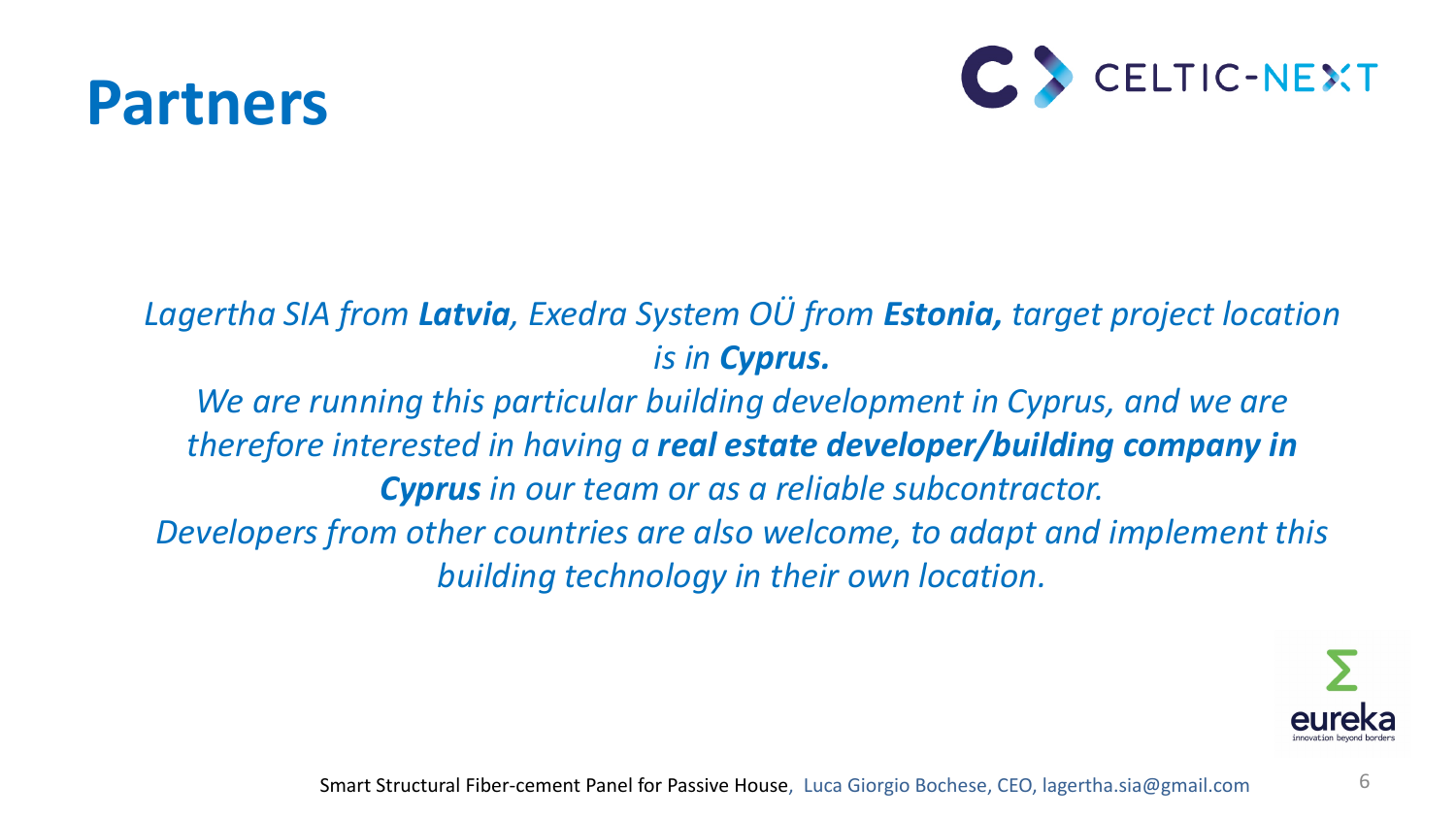# Partners

*Lagertha SIA from **Latvia**, Exedra System OÜ from **Estonia,** target project location is in **Cyprus.***

*We are running this particular building development in Cyprus, and we are therefore interested in having a **real estate developer/building company in Cyprus** in our team or as a reliable subcontractor.*

*Developers from other countries are also welcome, to adapt and implement this building technology in their own location.*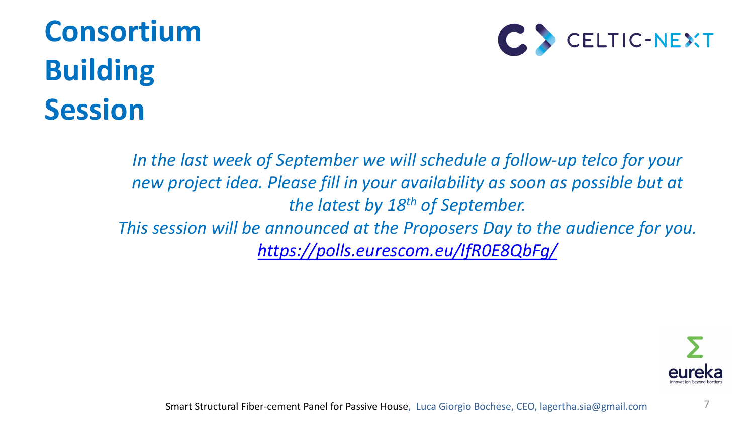# Consortium Building Session

*In the last week of September we will schedule a follow-up telco for your new project idea. Please fill in your availability as soon as possible but at the latest by 18th of September.*

*This session will be announced at the Proposers Day to the audience for you.*

*https://polls.eurescom.eu/IfR0E8QbFg/*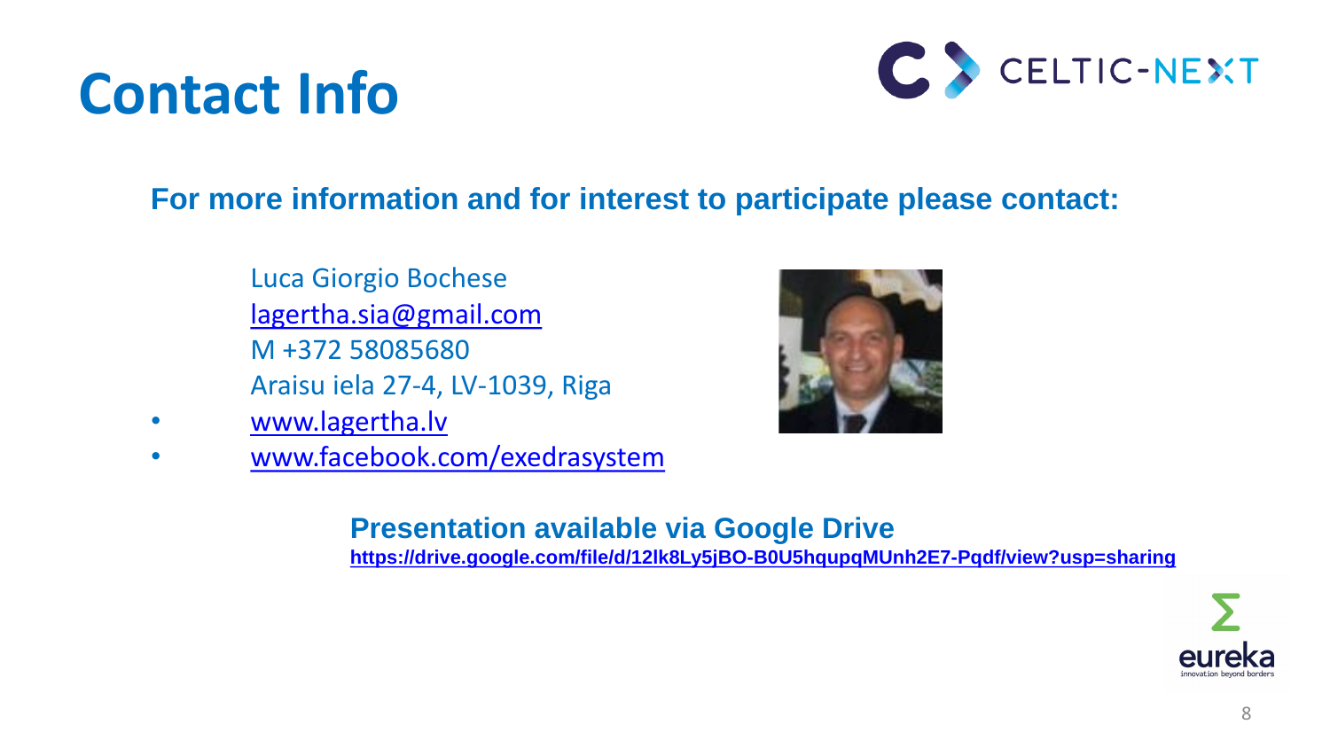# Contact Info

**For more information and for interest to participate please contact:**

Luca Giorgio Bochese
lagertha.sia@gmail.com
M +372 58085680
Araisu iela 27-4, LV-1039, Riga

- www.lagertha.lv
- www.facebook.com/exedrasystem

**Presentation available via Google Drive**
**https://drive.google.com/file/d/12lk8Ly5jBO-B0U5hqupqMUnh2E7-Pqdf/view?usp=sharing**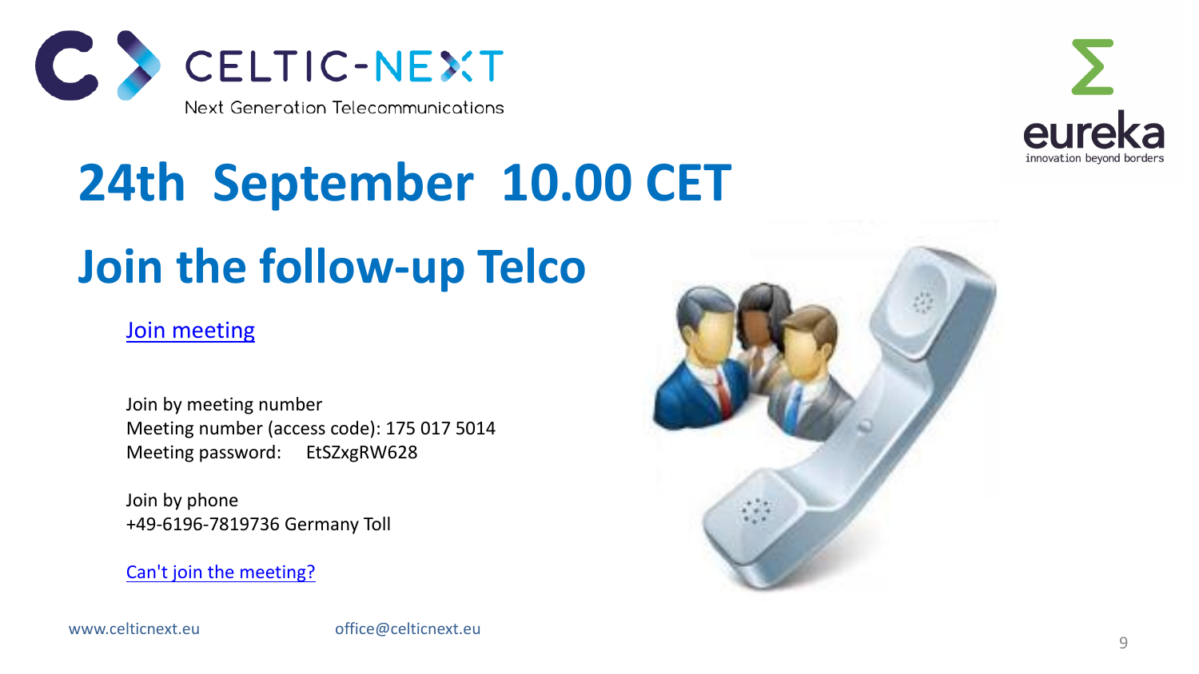# 24th September 10.00 CET

# Join the follow-up Telco

Join meeting

Join by meeting number
Meeting number (access code): 175 017 5014
Meeting password: EtSZxgRW628

Join by phone
+49-6196-7819736 Germany Toll

Can't join the meeting?

www.celticnext.eu office@celticnext.eu